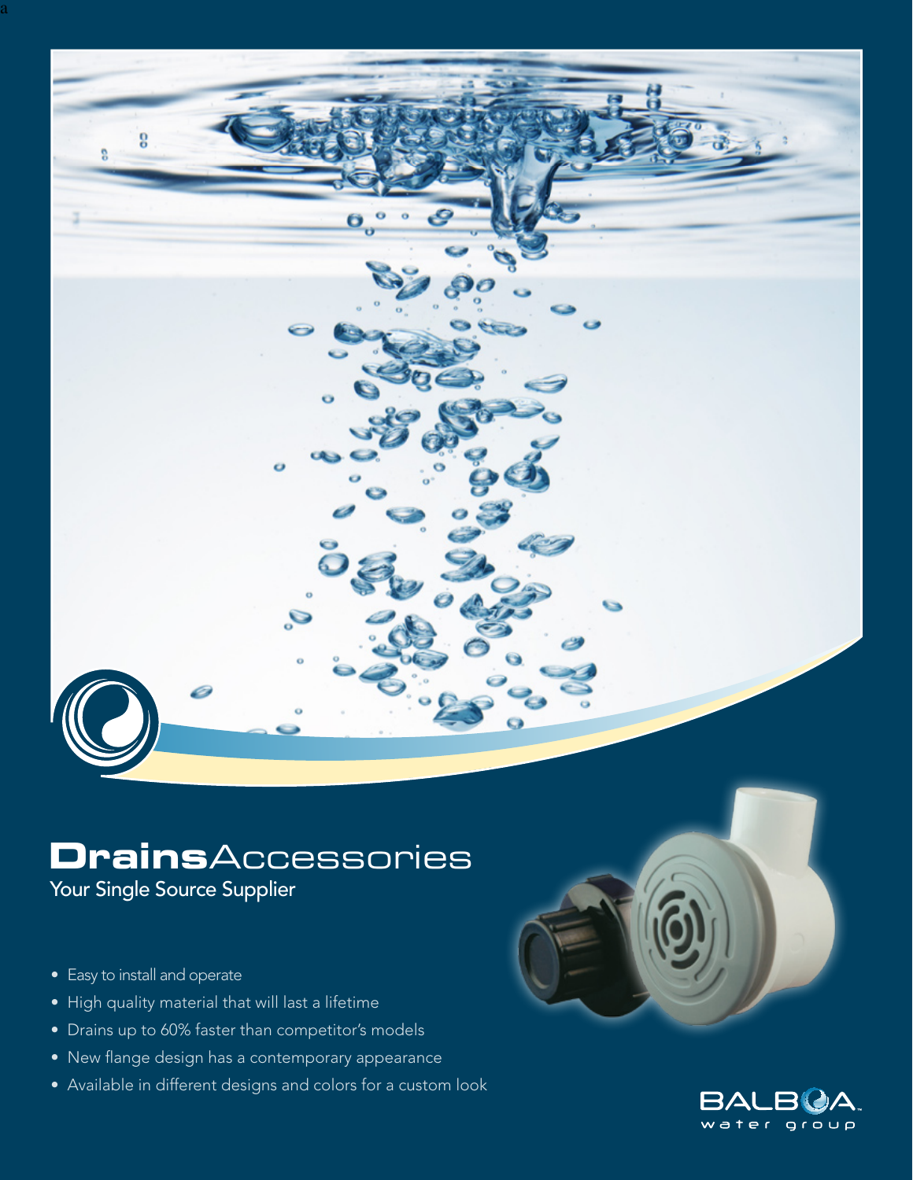# **Drains**Accessories

Your Single Source Supplier

- Easy to install and operate
- High quality material that will last a lifetime
- Drains up to 60% faster than competitor's models
- New flange design has a contemporary appearance
- Available in different designs and colors for a custom look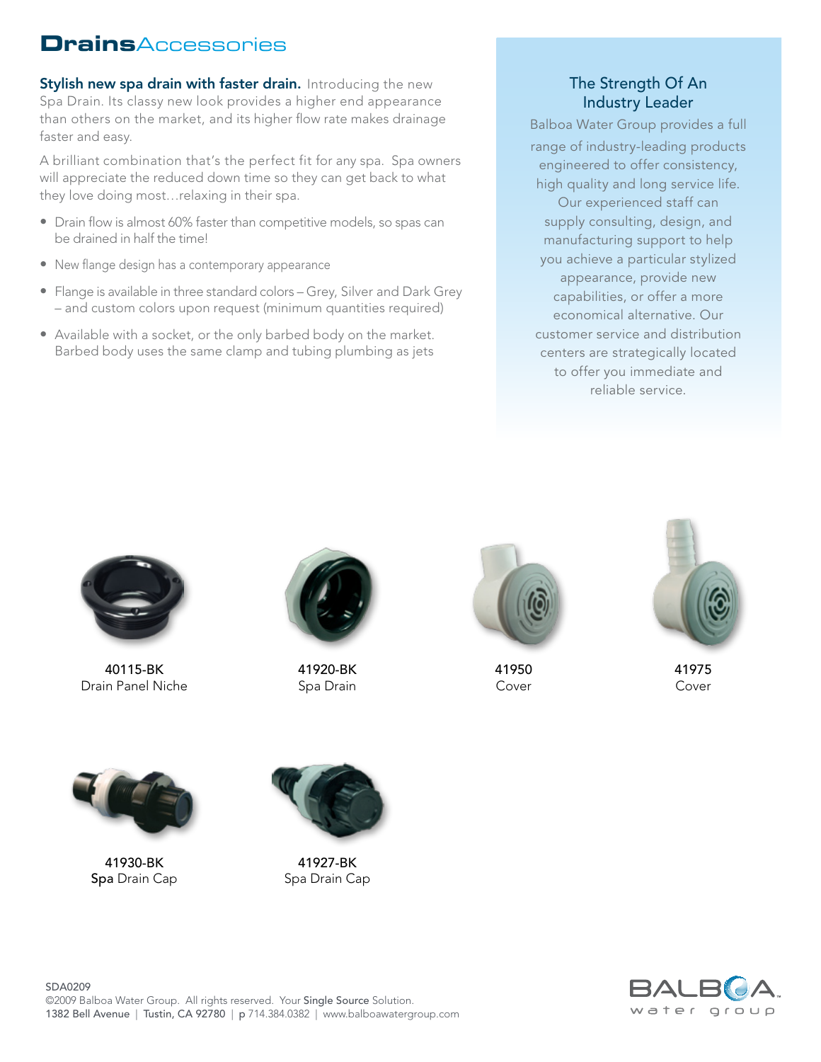# **Drains**Accessories

**Stylish new spa drain with faster drain.** Introducing the new Spa Drain. Its classy new look provides a higher end appearance than others on the market, and its higher flow rate makes drainage faster and easy.

A brilliant combination that's the perfect fit for any spa. Spa owners will appreciate the reduced down time so they can get back to what they love doing most…relaxing in their spa.

- Drain flow is almost 60% faster than competitive models, so spas can be drained in half the time!
- New flange design has a contemporary appearance
- Flange is available in three standard colors – Grey, Silver and Dark Grey – and custom colors upon request (minimum quantities required)
- Available with a socket, or the only barbed body on the market. Barbed body uses the same clamp and tubing plumbing as jets

## The Strength Of An Industry Leader

Balboa Water Group provides a full range of industry-leading products engineered to offer consistency, high quality and long service life. Our experienced staff can supply consulting, design, and manufacturing support to help you achieve a particular stylized appearance, provide new capabilities, or offer a more economical alternative. Our customer service and distribution centers are strategically located to offer you immediate and reliable service.

40115-BK
Drain Panel Niche

41920-BK
Spa Drain

41950
Cover

41975
Cover

41930-BK
Spa Drain Cap

41927-BK
Spa Drain Cap

SDA0209
©2009 Balboa Water Group. All rights reserved. Your Single Source Solution.
1382 Bell Avenue | Tustin, CA 92780 | p 714.384.0382 | www.balboawatergroup.com

BALBOA water group